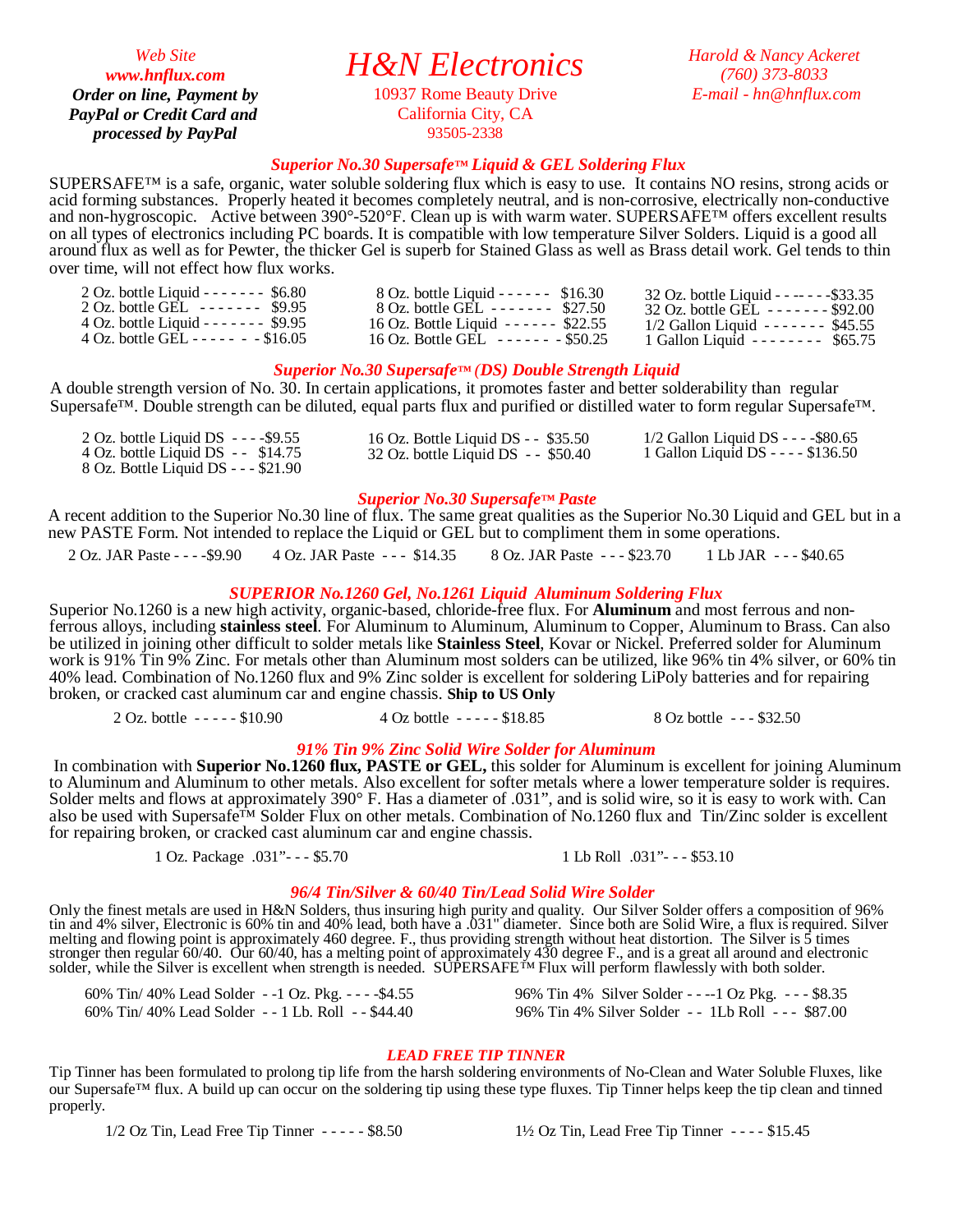*Web Site*
***www.hnflux.com***
***Order on line, Payment by PayPal or Credit Card and processed by PayPal***

# *H&N Electronics*

10937 Rome Beauty Drive
California City, CA
93505-2338

*Harold & Nancy Ackeret*
*(760) 373-8033*
*E-mail - hn@hnflux.com*

## ***Superior No.30 Supersafe™ Liquid & GEL Soldering Flux***

SUPERSAFE™ is a safe, organic, water soluble soldering flux which is easy to use. It contains NO resins, strong acids or acid forming substances. Properly heated it becomes completely neutral, and is non-corrosive, electrically non-conductive and non-hygroscopic. Active between 390°-520°F. Clean up is with warm water. SUPERSAFE™ offers excellent results on all types of electronics including PC boards. It is compatible with low temperature Silver Solders. Liquid is a good all around flux as well as for Pewter, the thicker Gel is superb for Stained Glass as well as Brass detail work. Gel tends to thin over time, will not effect how flux works.

2 Oz. bottle Liquid - - - - - - - $6.80
2 Oz. bottle GEL - - - - - - - $9.95
4 Oz. bottle Liquid - - - - - - - $9.95
4 Oz. bottle GEL - - - - - - - $16.05

8 Oz. bottle Liquid - - - - - - $16.30
8 Oz. bottle GEL - - - - - - - $27.50
16 Oz. Bottle Liquid - - - - - - $22.55
16 Oz. Bottle GEL - - - - - - - $50.25

32 Oz. bottle Liquid - - - - - - $33.35
32 Oz. bottle GEL - - - - - - - $92.00
1/2 Gallon Liquid - - - - - - - $45.55
1 Gallon Liquid - - - - - - - - $65.75

## ***Superior No.30 Supersafe™ (DS) Double Strength Liquid***

A double strength version of No. 30. In certain applications, it promotes faster and better solderability than regular Supersafe™. Double strength can be diluted, equal parts flux and purified or distilled water to form regular Supersafe™.

2 Oz. bottle Liquid DS - - - -$9.55
4 Oz. bottle Liquid DS - - $14.75
8 Oz. Bottle Liquid DS - - - $21.90

16 Oz. Bottle Liquid DS - - $35.50
32 Oz. bottle Liquid DS - - $50.40

1/2 Gallon Liquid DS - - - -$80.65
1 Gallon Liquid DS - - - - $136.50

## ***Superior No.30 Supersafe™ Paste***

A recent addition to the Superior No.30 line of flux. The same great qualities as the Superior No.30 Liquid and GEL but in a new PASTE Form. Not intended to replace the Liquid or GEL but to compliment them in some operations.

2 Oz. JAR Paste - - - -$9.90 4 Oz. JAR Paste - - - $14.35 8 Oz. JAR Paste - - - $23.70 1 Lb JAR - - - $40.65

## ***SUPERIOR No.1260 Gel, No.1261 Liquid Aluminum Soldering Flux***

Superior No.1260 is a new high activity, organic-based, chloride-free flux. For **Aluminum** and most ferrous and non-ferrous alloys, including **stainless steel**. For Aluminum to Aluminum, Aluminum to Copper, Aluminum to Brass. Can also be utilized in joining other difficult to solder metals like **Stainless Steel**, Kovar or Nickel. Preferred solder for Aluminum work is 91% Tin 9% Zinc. For metals other than Aluminum most solders can be utilized, like 96% tin 4% silver, or 60% tin 40% lead. Combination of No.1260 flux and 9% Zinc solder is excellent for soldering LiPoly batteries and for repairing broken, or cracked cast aluminum car and engine chassis. **Ship to US Only**

2 Oz. bottle - - - - - $10.90 4 Oz bottle - - - - - $18.85 8 Oz bottle - - - $32.50

## ***91% Tin 9% Zinc Solid Wire Solder for Aluminum***

In combination with **Superior No.1260 flux, PASTE or GEL,** this solder for Aluminum is excellent for joining Aluminum to Aluminum and Aluminum to other metals. Also excellent for softer metals where a lower temperature solder is requires. Solder melts and flows at approximately 390° F. Has a diameter of .031", and is solid wire, so it is easy to work with. Can also be used with Supersafe™ Solder Flux on other metals. Combination of No.1260 flux and Tin/Zinc solder is excellent for repairing broken, or cracked cast aluminum car and engine chassis.

1 Oz. Package .031"- - - $5.70 1 Lb Roll .031"- - - $53.10

## ***96/4 Tin/Silver & 60/40 Tin/Lead Solid Wire Solder***

Only the finest metals are used in H&N Solders, thus insuring high purity and quality. Our Silver Solder offers a composition of 96% tin and 4% silver, Electronic is 60% tin and 40% lead, both have a .031" diameter. Since both are Solid Wire, a flux is required. Silver melting and flowing point is approximately 460 degree. F., thus providing strength without heat distortion. The Silver is 5 times stronger then regular 60/40. Our 60/40, has a melting point of approximately 430 degree F., and is a great all around and electronic solder, while the Silver is excellent when strength is needed. SUPERSAFE™ Flux will perform flawlessly with both solder.

60% Tin/ 40% Lead Solder - -1 Oz. Pkg. - - - -$4.55
60% Tin/ 40% Lead Solder - - 1 Lb. Roll - - $44.40

96% Tin 4% Silver Solder - - --1 Oz Pkg. - - - $8.35
96% Tin 4% Silver Solder - - 1Lb Roll - - - $87.00

## ***LEAD FREE TIP TINNER***

Tip Tinner has been formulated to prolong tip life from the harsh soldering environments of No-Clean and Water Soluble Fluxes, like our Supersafe™ flux. A build up can occur on the soldering tip using these type fluxes. Tip Tinner helps keep the tip clean and tinned properly.

1/2 Oz Tin, Lead Free Tip Tinner - - - - - $8.50 1½ Oz Tin, Lead Free Tip Tinner - - - - $15.45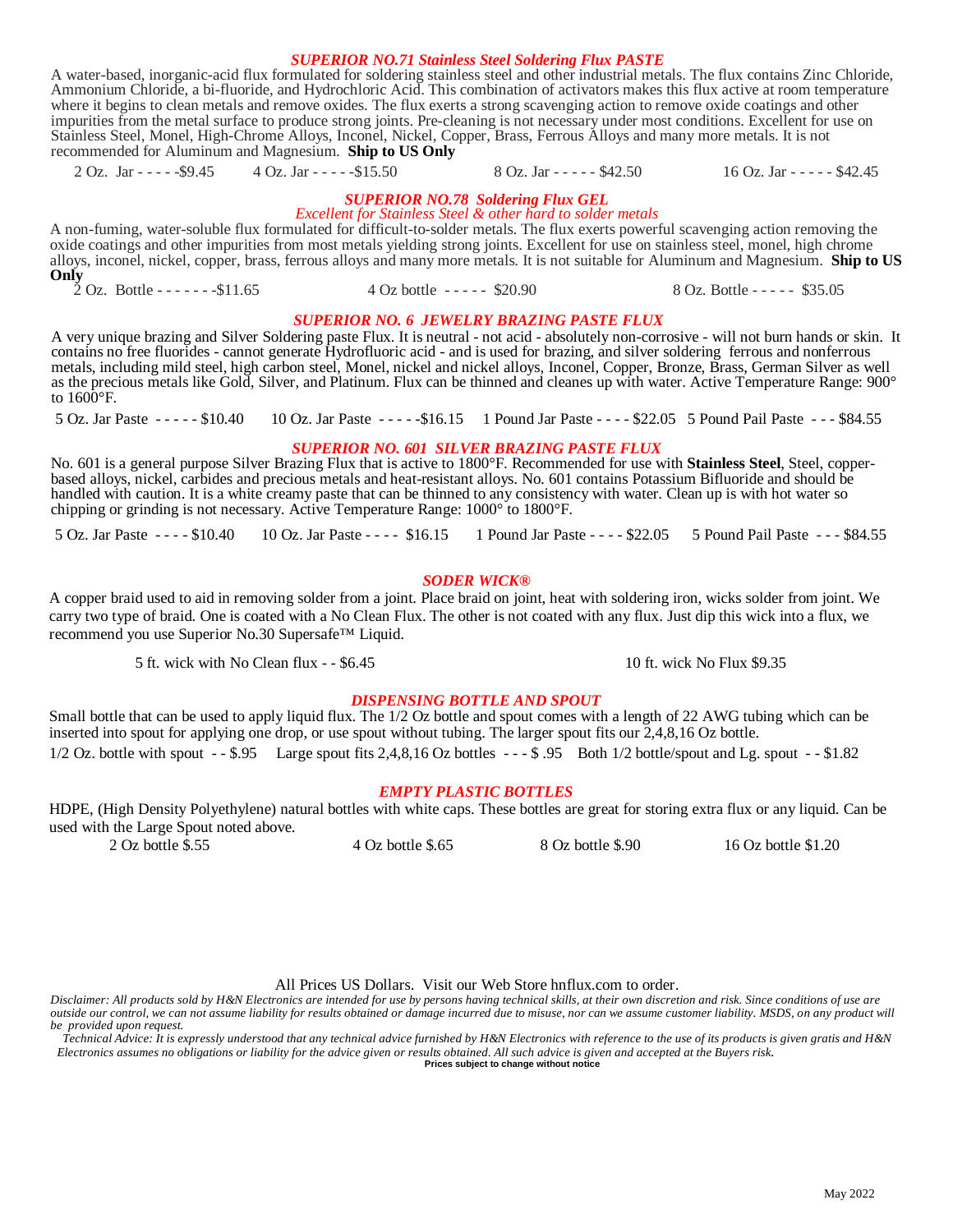## *SUPERIOR NO.71 Stainless Steel Soldering Flux PASTE*

A water-based, inorganic-acid flux formulated for soldering stainless steel and other industrial metals. The flux contains Zinc Chloride, Ammonium Chloride, a bi-fluoride, and Hydrochloric Acid. This combination of activators makes this flux active at room temperature where it begins to clean metals and remove oxides. The flux exerts a strong scavenging action to remove oxide coatings and other impurities from the metal surface to produce strong joints. Pre-cleaning is not necessary under most conditions. Excellent for use on Stainless Steel, Monel, High-Chrome Alloys, Inconel, Nickel, Copper, Brass, Ferrous Alloys and many more metals. It is not recommended for Aluminum and Magnesium. **Ship to US Only**

2 Oz. Jar - - - - -$9.45 4 Oz. Jar - - - - -$15.50 8 Oz. Jar - - - - - $42.50 16 Oz. Jar - - - - - $42.45

## *SUPERIOR NO.78 Soldering Flux GEL*

*Excellent for Stainless Steel & other hard to solder metals*

A non-fuming, water-soluble flux formulated for difficult-to-solder metals. The flux exerts powerful scavenging action removing the oxide coatings and other impurities from most metals yielding strong joints. Excellent for use on stainless steel, monel, high chrome alloys, inconel, nickel, copper, brass, ferrous alloys and many more metals. It is not suitable for Aluminum and Magnesium. **Ship to US Only**

2 Oz. Bottle - - - - - - -$11.65 4 Oz bottle - - - - - $20.90 8 Oz. Bottle - - - - - $35.05

## *SUPERIOR NO. 6 JEWELRY BRAZING PASTE FLUX*

A very unique brazing and Silver Soldering paste Flux. It is neutral - not acid - absolutely non-corrosive - will not burn hands or skin. It contains no free fluorides - cannot generate Hydrofluoric acid - and is used for brazing, and silver soldering ferrous and nonferrous metals, including mild steel, high carbon steel, Monel, nickel and nickel alloys, Inconel, Copper, Bronze, Brass, German Silver as well as the precious metals like Gold, Silver, and Platinum. Flux can be thinned and cleanes up with water. Active Temperature Range: 900° to 1600°F.

5 Oz. Jar Paste - - - - - $10.40 10 Oz. Jar Paste - - - - -$16.15 1 Pound Jar Paste - - - - $22.05 5 Pound Pail Paste - - - $84.55

## *SUPERIOR NO. 601 SILVER BRAZING PASTE FLUX*

No. 601 is a general purpose Silver Brazing Flux that is active to 1800°F. Recommended for use with **Stainless Steel**, Steel, copper-based alloys, nickel, carbides and precious metals and heat-resistant alloys. No. 601 contains Potassium Bifluoride and should be handled with caution. It is a white creamy paste that can be thinned to any consistency with water. Clean up is with hot water so chipping or grinding is not necessary. Active Temperature Range: 1000° to 1800°F.

5 Oz. Jar Paste - - - - $10.40 10 Oz. Jar Paste - - - - $16.15 1 Pound Jar Paste - - - - $22.05 5 Pound Pail Paste - - - $84.55

## *SODER WICK®*

A copper braid used to aid in removing solder from a joint. Place braid on joint, heat with soldering iron, wicks solder from joint. We carry two type of braid. One is coated with a No Clean Flux. The other is not coated with any flux. Just dip this wick into a flux, we recommend you use Superior No.30 Supersafe™ Liquid.

5 ft. wick with No Clean flux - - $6.45 10 ft. wick No Flux $9.35

## *DISPENSING BOTTLE AND SPOUT*

Small bottle that can be used to apply liquid flux. The 1/2 Oz bottle and spout comes with a length of 22 AWG tubing which can be inserted into spout for applying one drop, or use spout without tubing. The larger spout fits our 2,4,8,16 Oz bottle.

1/2 Oz. bottle with spout - - $.95 Large spout fits 2,4,8,16 Oz bottles - - - $ .95 Both 1/2 bottle/spout and Lg. spout - - $1.82

## *EMPTY PLASTIC BOTTLES*

HDPE, (High Density Polyethylene) natural bottles with white caps. These bottles are great for storing extra flux or any liquid. Can be used with the Large Spout noted above.

2 Oz bottle $.55 4 Oz bottle $.65 8 Oz bottle $.90 16 Oz bottle $1.20

All Prices US Dollars. Visit our Web Store hnflux.com to order.

*Disclaimer: All products sold by H&N Electronics are intended for use by persons having technical skills, at their own discretion and risk. Since conditions of use are outside our control, we can not assume liability for results obtained or damage incurred due to misuse, nor can we assume customer liability. MSDS, on any product will be provided upon request.*

*Technical Advice: It is expressly understood that any technical advice furnished by H&N Electronics with reference to the use of its products is given gratis and H&N Electronics assumes no obligations or liability for the advice given or results obtained. All such advice is given and accepted at the Buyers risk.*

**Prices subject to change without notice**

May 2022